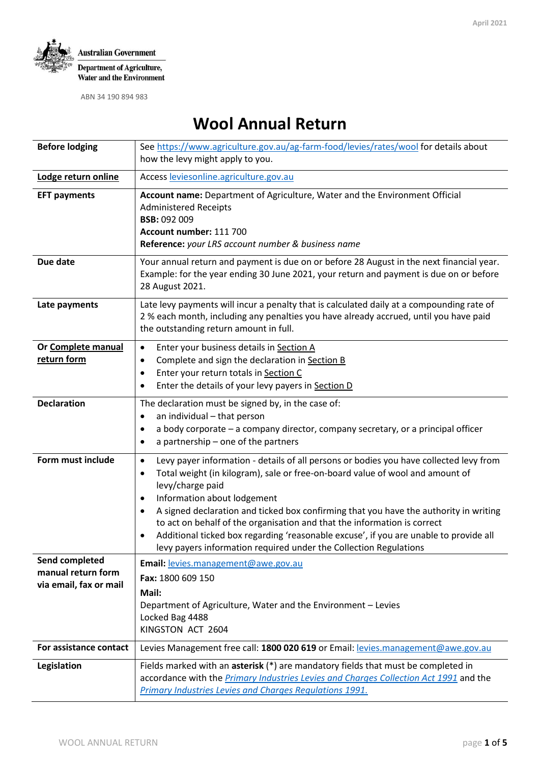April 2021

Australian Government
Department of Agriculture, Water and the Environment

ABN 34 190 894 983

# Wool Annual Return

| | |
|---|---|
| **Before lodging** | See https://www.agriculture.gov.au/ag-farm-food/levies/rates/wool for details about how the levy might apply to you. |
| **Lodge return online** | Access leviesonline.agriculture.gov.au |
| **EFT payments** | **Account name:** Department of Agriculture, Water and the Environment Official Administered Receipts<br>**BSB:** 092 009<br>**Account number:** 111 700<br>**Reference:** *your LRS account number & business name* |
| **Due date** | Your annual return and payment is due on or before 28 August in the next financial year. Example: for the year ending 30 June 2021, your return and payment is due on or before 28 August 2021. |
| **Late payments** | Late levy payments will incur a penalty that is calculated daily at a compounding rate of 2 % each month, including any penalties you have already accrued, until you have paid the outstanding return amount in full. |
| **Or Complete manual return form** | • Enter your business details in Section A<br>• Complete and sign the declaration in Section B<br>• Enter your return totals in Section C<br>• Enter the details of your levy payers in Section D |
| **Declaration** | The declaration must be signed by, in the case of:<br>• an individual – that person<br>• a body corporate – a company director, company secretary, or a principal officer<br>• a partnership – one of the partners |
| **Form must include** | • Levy payer information - details of all persons or bodies you have collected levy from<br>• Total weight (in kilogram), sale or free-on-board value of wool and amount of levy/charge paid<br>• Information about lodgement<br>• A signed declaration and ticked box confirming that you have the authority in writing to act on behalf of the organisation and that the information is correct<br>• Additional ticked box regarding 'reasonable excuse', if you are unable to provide all levy payers information required under the Collection Regulations |
| **Send completed manual return form via email, fax or mail** | **Email:** levies.management@awe.gov.au<br>**Fax:** 1800 609 150<br>**Mail:**<br>Department of Agriculture, Water and the Environment – Levies<br>Locked Bag 4488<br>KINGSTON ACT 2604 |
| **For assistance contact** | Levies Management free call: **1800 020 619** or Email: levies.management@awe.gov.au |
| **Legislation** | Fields marked with an **asterisk** (*) are mandatory fields that must be completed in accordance with the *Primary Industries Levies and Charges Collection Act 1991* and the *Primary Industries Levies and Charges Regulations 1991.* |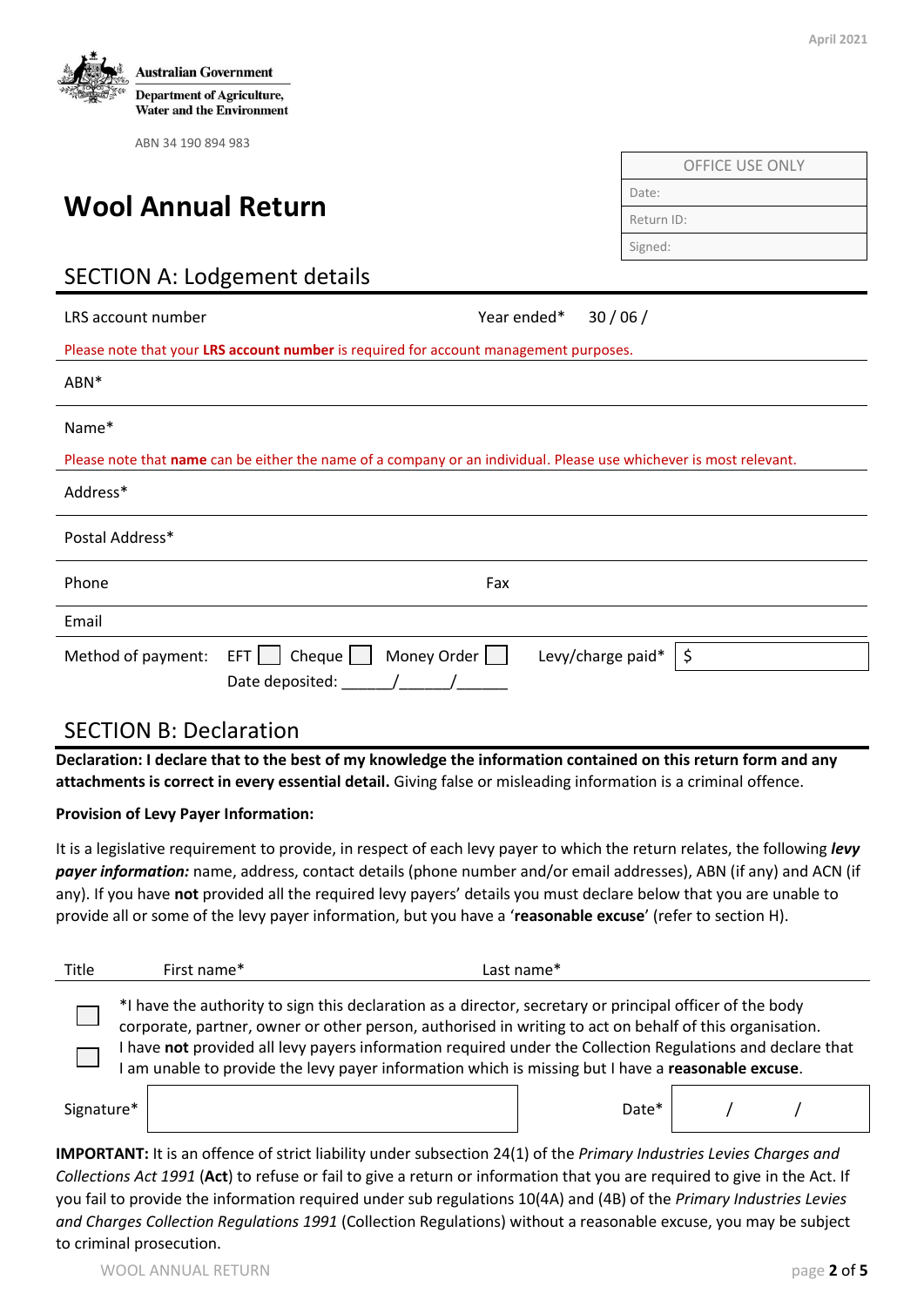Australian Government
Department of Agriculture, Water and the Environment

ABN 34 190 894 983

| OFFICE USE ONLY |
|---|
| Date: |
| Return ID: |
| Signed: |

# Wool Annual Return

## SECTION A: Lodgement details

LRS account number        Year ended* 30 / 06 /

Please note that your **LRS account number** is required for account management purposes.

ABN*

Name*

Please note that **name** can be either the name of a company or an individual. Please use whichever is most relevant.

Address*

Postal Address*

Phone        Fax

Email

Method of payment: EFT ☐ Cheque ☐ Money Order ☐    Levy/charge paid* $

Date deposited: ______/______/______

## SECTION B: Declaration

**Declaration: I declare that to the best of my knowledge the information contained on this return form and any attachments is correct in every essential detail.** Giving false or misleading information is a criminal offence.

**Provision of Levy Payer Information:**

It is a legislative requirement to provide, in respect of each levy payer to which the return relates, the following ***levy payer information:*** name, address, contact details (phone number and/or email addresses), ABN (if any) and ACN (if any). If you have **not** provided all the required levy payers' details you must declare below that you are unable to provide all or some of the levy payer information, but you have a '**reasonable excuse**' (refer to section H).

Title    First name*    Last name*

☐ *I have the authority to sign this declaration as a director, secretary or principal officer of the body corporate, partner, owner or other person, authorised in writing to act on behalf of this organisation.

☐ I have **not** provided all levy payers information required under the Collection Regulations and declare that I am unable to provide the levy payer information which is missing but I have a **reasonable excuse**.

Signature*        Date* / /

**IMPORTANT:** It is an offence of strict liability under subsection 24(1) of the *Primary Industries Levies Charges and Collections Act 1991* (**Act**) to refuse or fail to give a return or information that you are required to give in the Act. If you fail to provide the information required under sub regulations 10(4A) and (4B) of the *Primary Industries Levies and Charges Collection Regulations 1991* (Collection Regulations) without a reasonable excuse, you may be subject to criminal prosecution.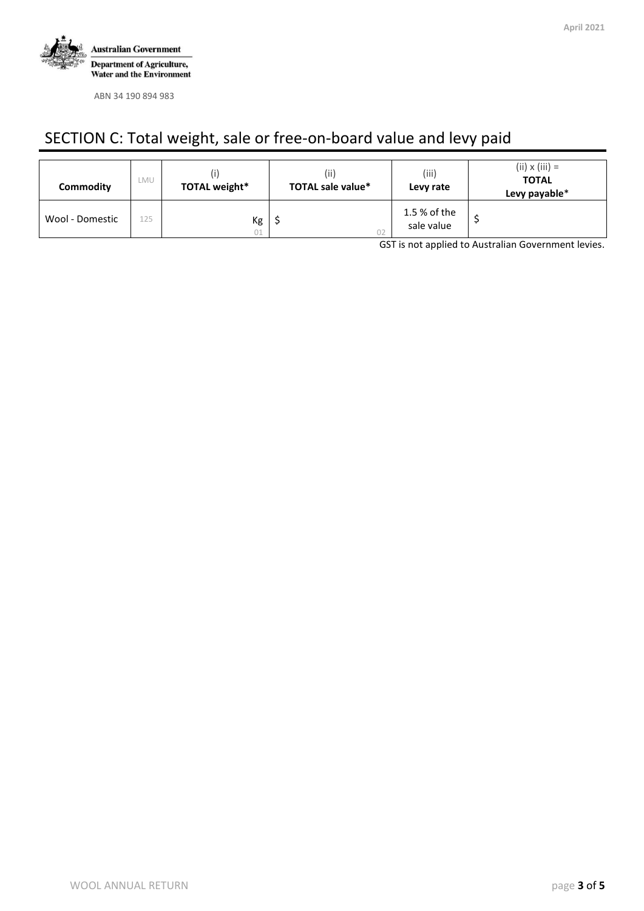Australian Government

Department of Agriculture, Water and the Environment

ABN 34 190 894 983

# SECTION C: Total weight, sale or free-on-board value and levy paid

| Commodity | LMU | (i) TOTAL weight* | (ii) TOTAL sale value* | (iii) Levy rate | (ii) x (iii) = TOTAL Levy payable* |
|---|---|---|---|---|---|
| Wool - Domestic | 125 | Kg 01 | $ 02 | 1.5 % of the sale value | $ |

GST is not applied to Australian Government levies.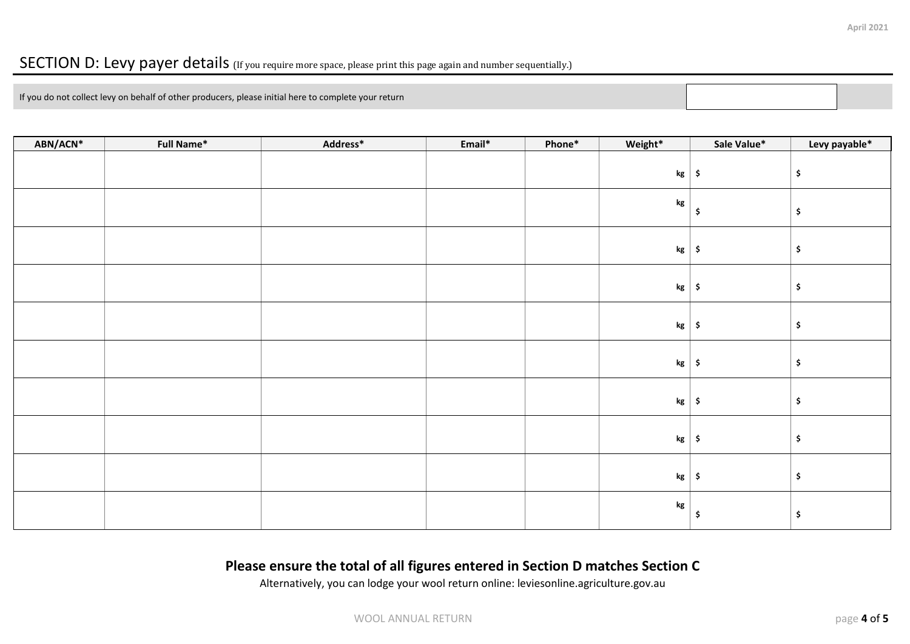## SECTION D: Levy payer details (If you require more space, please print this page again and number sequentially.)

If you do not collect levy on behalf of other producers, please initial here to complete your return

| ABN/ACN* | Full Name* | Address* | Email* | Phone* | Weight* | Sale Value* | Levy payable* |
|---|---|---|---|---|---|---|---|
| | | | | | kg | $ | $ |
| | | | | | kg | $ | $ |
| | | | | | kg | $ | $ |
| | | | | | kg | $ | $ |
| | | | | | kg | $ | $ |
| | | | | | kg | $ | $ |
| | | | | | kg | $ | $ |
| | | | | | kg | $ | $ |
| | | | | | kg | $ | $ |
| | | | | | kg | $ | $ |

**Please ensure the total of all figures entered in Section D matches Section C**

Alternatively, you can lodge your wool return online: leviesonline.agriculture.gov.au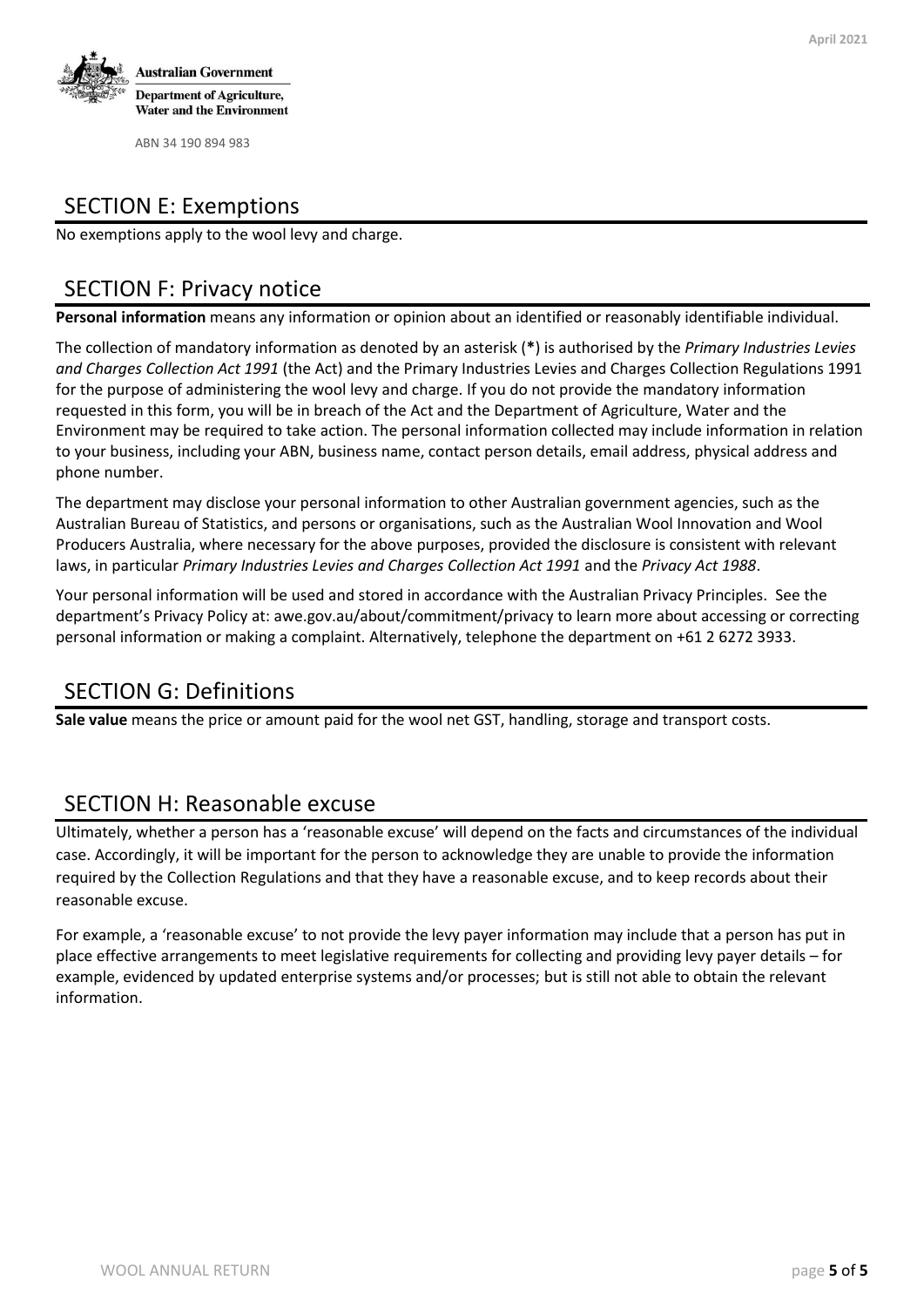## SECTION E: Exemptions

No exemptions apply to the wool levy and charge.

## SECTION F: Privacy notice

**Personal information** means any information or opinion about an identified or reasonably identifiable individual.

The collection of mandatory information as denoted by an asterisk (**\***) is authorised by the *Primary Industries Levies and Charges Collection Act 1991* (the Act) and the Primary Industries Levies and Charges Collection Regulations 1991 for the purpose of administering the wool levy and charge. If you do not provide the mandatory information requested in this form, you will be in breach of the Act and the Department of Agriculture, Water and the Environment may be required to take action. The personal information collected may include information in relation to your business, including your ABN, business name, contact person details, email address, physical address and phone number.

The department may disclose your personal information to other Australian government agencies, such as the Australian Bureau of Statistics, and persons or organisations, such as the Australian Wool Innovation and Wool Producers Australia, where necessary for the above purposes, provided the disclosure is consistent with relevant laws, in particular *Primary Industries Levies and Charges Collection Act 1991* and the *Privacy Act 1988*.

Your personal information will be used and stored in accordance with the Australian Privacy Principles. See the department's Privacy Policy at: awe.gov.au/about/commitment/privacy to learn more about accessing or correcting personal information or making a complaint. Alternatively, telephone the department on +61 2 6272 3933.

## SECTION G: Definitions

**Sale value** means the price or amount paid for the wool net GST, handling, storage and transport costs.

## SECTION H: Reasonable excuse

Ultimately, whether a person has a 'reasonable excuse' will depend on the facts and circumstances of the individual case. Accordingly, it will be important for the person to acknowledge they are unable to provide the information required by the Collection Regulations and that they have a reasonable excuse, and to keep records about their reasonable excuse.

For example, a 'reasonable excuse' to not provide the levy payer information may include that a person has put in place effective arrangements to meet legislative requirements for collecting and providing levy payer details – for example, evidenced by updated enterprise systems and/or processes; but is still not able to obtain the relevant information.